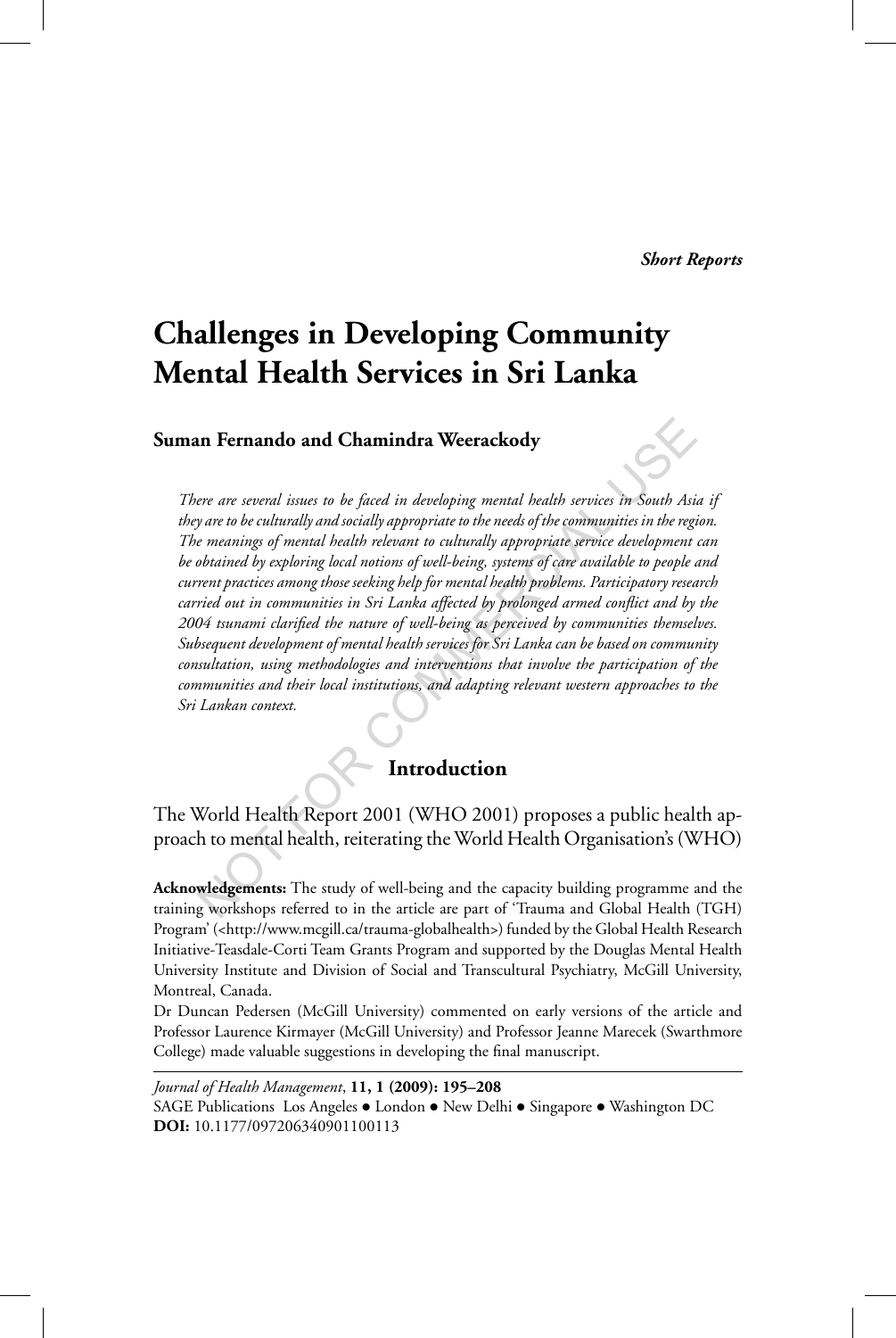***Short Reports***

# Challenges in Developing Community Mental Health Services in Sri Lanka

**Suman Fernando and Chamindra Weerackody**

*There are several issues to be faced in developing mental health services in South Asia if they are to be culturally and socially appropriate to the needs of the communities in the region. The meanings of mental health relevant to culturally appropriate service development can be obtained by exploring local notions of well-being, systems of care available to people and current practices among those seeking help for mental health problems. Participatory research carried out in communities in Sri Lanka affected by prolonged armed conflict and by the 2004 tsunami clarified the nature of well-being as perceived by communities themselves. Subsequent development of mental health services for Sri Lanka can be based on community consultation, using methodologies and interventions that involve the participation of the communities and their local institutions, and adapting relevant western approaches to the Sri Lankan context.*

## Introduction

The World Health Report 2001 (WHO 2001) proposes a public health approach to mental health, reiterating the World Health Organisation's (WHO)

**Acknowledgements:** The study of well-being and the capacity building programme and the training workshops referred to in the article are part of 'Trauma and Global Health (TGH) Program' (<http://www.mcgill.ca/trauma-globalhealth>) funded by the Global Health Research Initiative-Teasdale-Corti Team Grants Program and supported by the Douglas Mental Health University Institute and Division of Social and Transcultural Psychiatry, McGill University, Montreal, Canada.

Dr Duncan Pedersen (McGill University) commented on early versions of the article and Professor Laurence Kirmayer (McGill University) and Professor Jeanne Marecek (Swarthmore College) made valuable suggestions in developing the final manuscript.

*Journal of Health Management*, **11, 1 (2009): 195–208**
SAGE Publications Los Angeles ● London ● New Delhi ● Singapore ● Washington DC
**DOI:** 10.1177/097206340901100113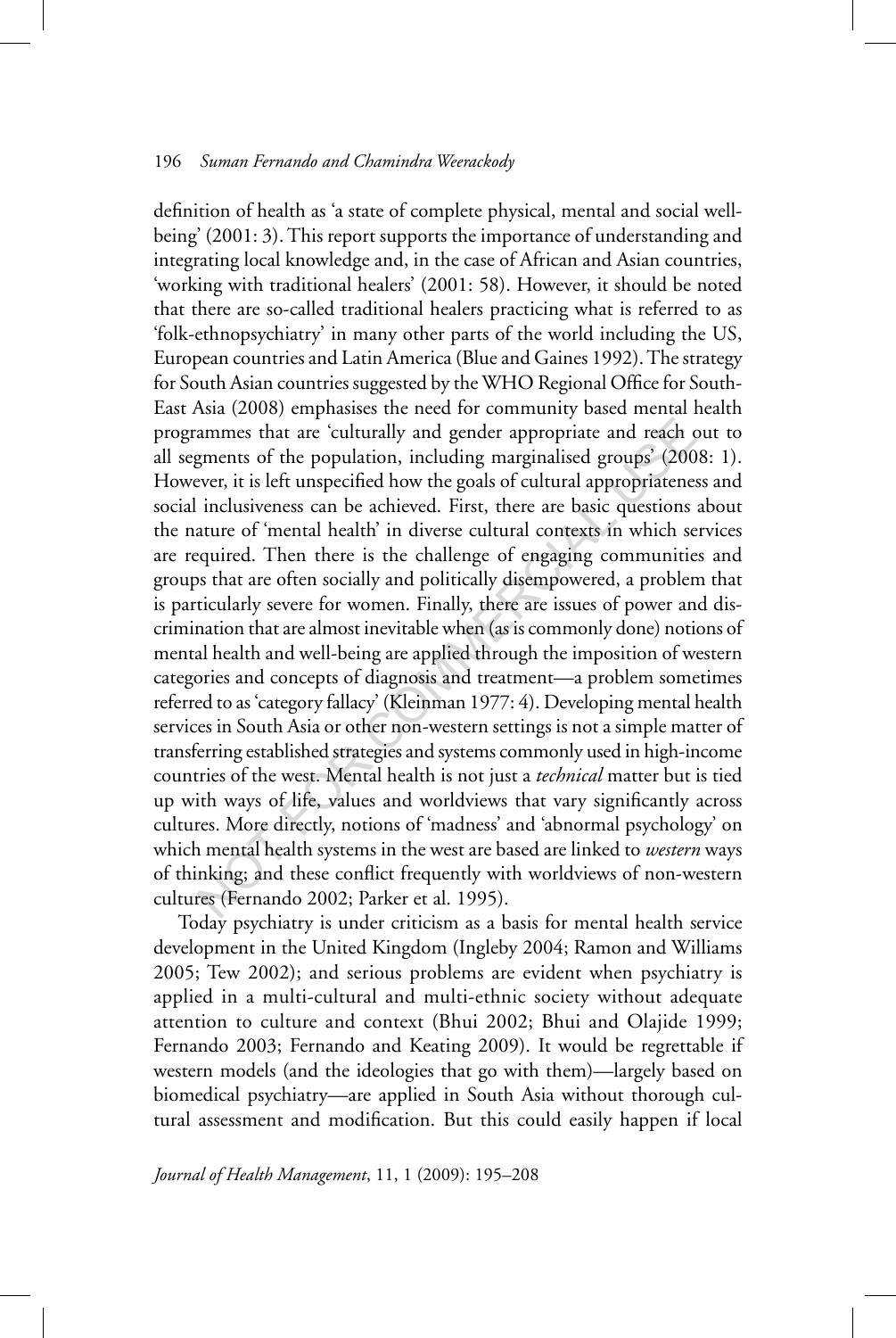definition of health as 'a state of complete physical, mental and social well-being' (2001: 3). This report supports the importance of understanding and integrating local knowledge and, in the case of African and Asian countries, 'working with traditional healers' (2001: 58). However, it should be noted that there are so-called traditional healers practicing what is referred to as 'folk-ethnopsychiatry' in many other parts of the world including the US, European countries and Latin America (Blue and Gaines 1992). The strategy for South Asian countries suggested by the WHO Regional Office for South-East Asia (2008) emphasises the need for community based mental health programmes that are 'culturally and gender appropriate and reach out to all segments of the population, including marginalised groups' (2008: 1). However, it is left unspecified how the goals of cultural appropriateness and social inclusiveness can be achieved. First, there are basic questions about the nature of 'mental health' in diverse cultural contexts in which services are required. Then there is the challenge of engaging communities and groups that are often socially and politically disempowered, a problem that is particularly severe for women. Finally, there are issues of power and discrimination that are almost inevitable when (as is commonly done) notions of mental health and well-being are applied through the imposition of western categories and concepts of diagnosis and treatment—a problem sometimes referred to as 'category fallacy' (Kleinman 1977: 4). Developing mental health services in South Asia or other non-western settings is not a simple matter of transferring established strategies and systems commonly used in high-income countries of the west. Mental health is not just a *technical* matter but is tied up with ways of life, values and worldviews that vary significantly across cultures. More directly, notions of 'madness' and 'abnormal psychology' on which mental health systems in the west are based are linked to *western* ways of thinking; and these conflict frequently with worldviews of non-western cultures (Fernando 2002; Parker et al. 1995).

Today psychiatry is under criticism as a basis for mental health service development in the United Kingdom (Ingleby 2004; Ramon and Williams 2005; Tew 2002); and serious problems are evident when psychiatry is applied in a multi-cultural and multi-ethnic society without adequate attention to culture and context (Bhui 2002; Bhui and Olajide 1999; Fernando 2003; Fernando and Keating 2009). It would be regrettable if western models (and the ideologies that go with them)—largely based on biomedical psychiatry—are applied in South Asia without thorough cultural assessment and modification. But this could easily happen if local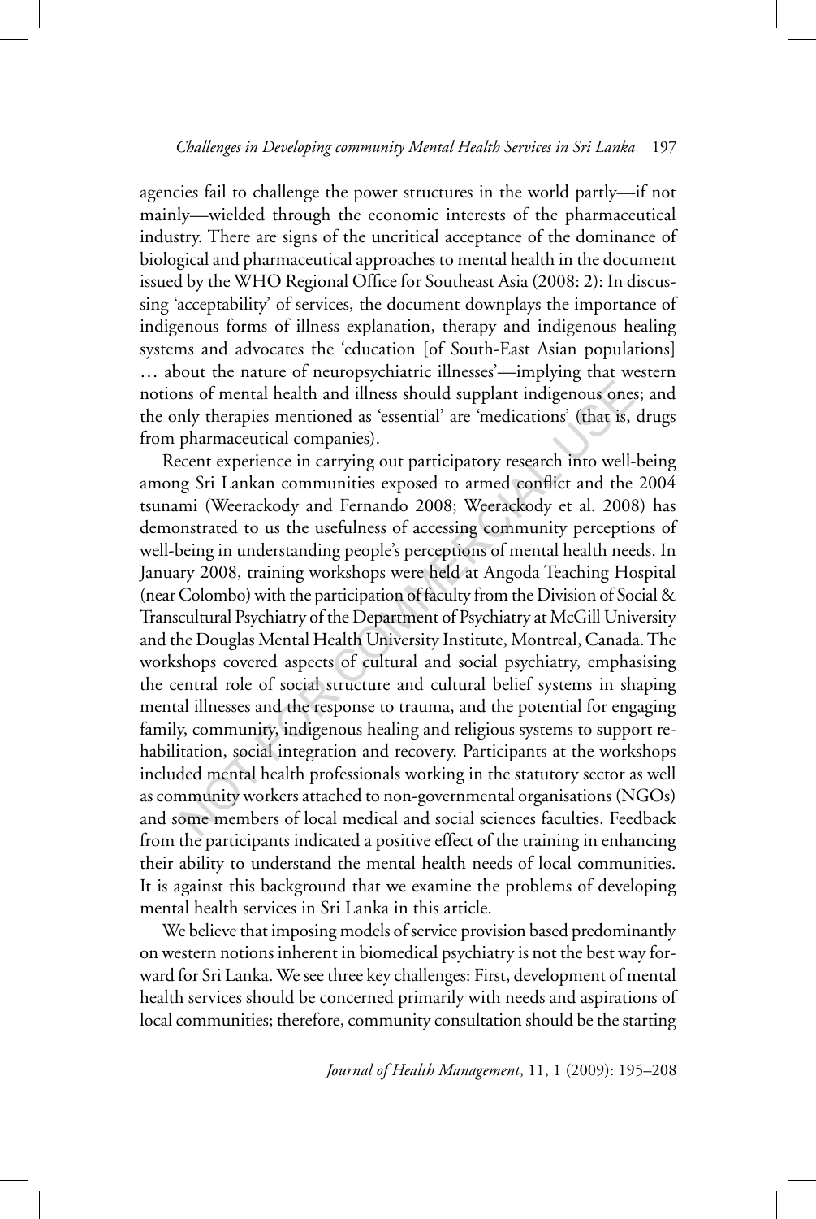agencies fail to challenge the power structures in the world partly—if not mainly—wielded through the economic interests of the pharmaceutical industry. There are signs of the uncritical acceptance of the dominance of biological and pharmaceutical approaches to mental health in the document issued by the WHO Regional Office for Southeast Asia (2008: 2): In discussing 'acceptability' of services, the document downplays the importance of indigenous forms of illness explanation, therapy and indigenous healing systems and advocates the 'education [of South-East Asian populations] … about the nature of neuropsychiatric illnesses'—implying that western notions of mental health and illness should supplant indigenous ones; and the only therapies mentioned as 'essential' are 'medications' (that is, drugs from pharmaceutical companies).

Recent experience in carrying out participatory research into well-being among Sri Lankan communities exposed to armed conflict and the 2004 tsunami (Weerackody and Fernando 2008; Weerackody et al. 2008) has demonstrated to us the usefulness of accessing community perceptions of well-being in understanding people's perceptions of mental health needs. In January 2008, training workshops were held at Angoda Teaching Hospital (near Colombo) with the participation of faculty from the Division of Social & Transcultural Psychiatry of the Department of Psychiatry at McGill University and the Douglas Mental Health University Institute, Montreal, Canada. The workshops covered aspects of cultural and social psychiatry, emphasising the central role of social structure and cultural belief systems in shaping mental illnesses and the response to trauma, and the potential for engaging family, community, indigenous healing and religious systems to support rehabilitation, social integration and recovery. Participants at the workshops included mental health professionals working in the statutory sector as well as community workers attached to non-governmental organisations (NGOs) and some members of local medical and social sciences faculties. Feedback from the participants indicated a positive effect of the training in enhancing their ability to understand the mental health needs of local communities. It is against this background that we examine the problems of developing mental health services in Sri Lanka in this article.

We believe that imposing models of service provision based predominantly on western notions inherent in biomedical psychiatry is not the best way forward for Sri Lanka. We see three key challenges: First, development of mental health services should be concerned primarily with needs and aspirations of local communities; therefore, community consultation should be the starting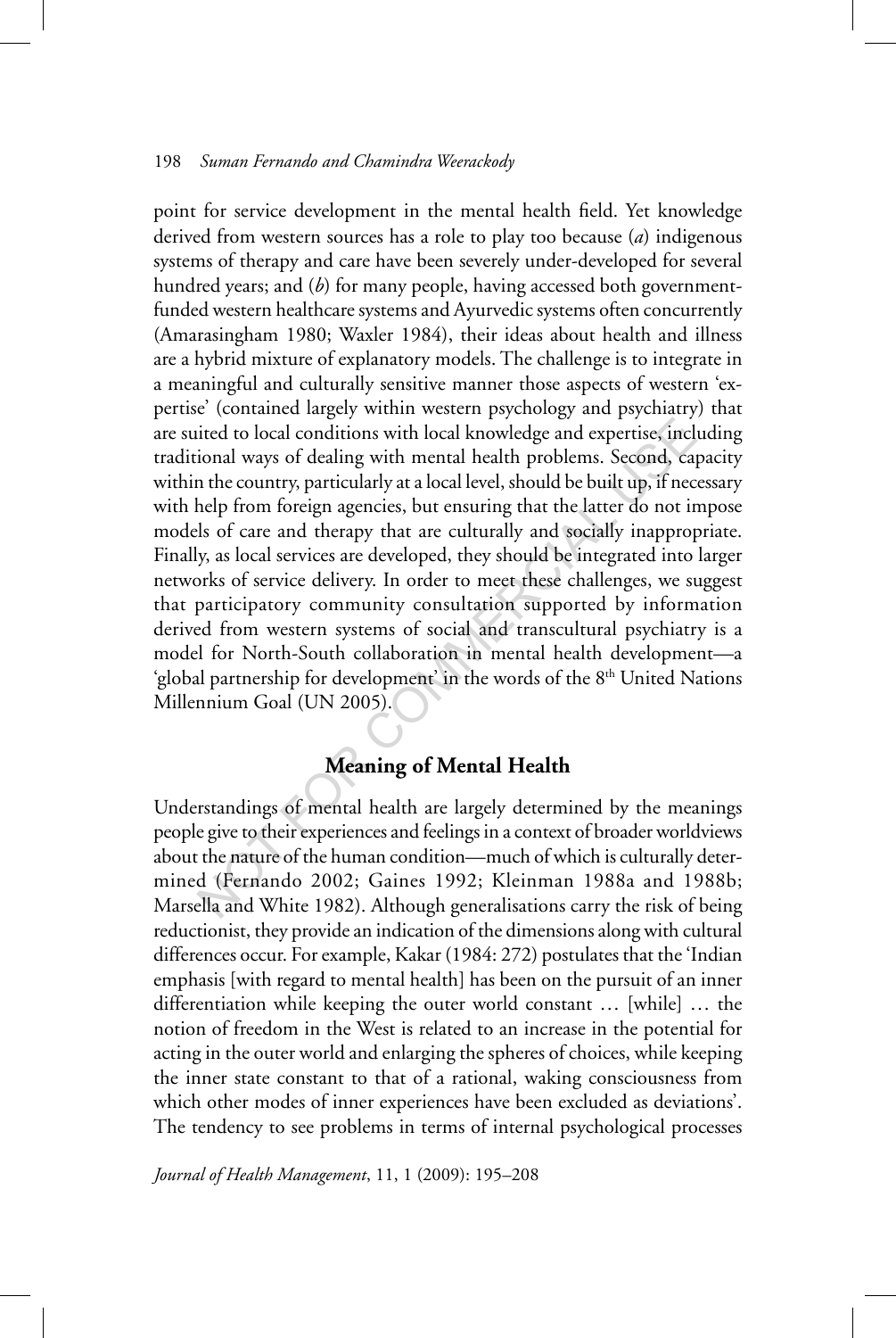point for service development in the mental health field. Yet knowledge derived from western sources has a role to play too because (*a*) indigenous systems of therapy and care have been severely under-developed for several hundred years; and (*b*) for many people, having accessed both government-funded western healthcare systems and Ayurvedic systems often concurrently (Amarasingham 1980; Waxler 1984), their ideas about health and illness are a hybrid mixture of explanatory models. The challenge is to integrate in a meaningful and culturally sensitive manner those aspects of western 'expertise' (contained largely within western psychology and psychiatry) that are suited to local conditions with local knowledge and expertise, including traditional ways of dealing with mental health problems. Second, capacity within the country, particularly at a local level, should be built up, if necessary with help from foreign agencies, but ensuring that the latter do not impose models of care and therapy that are culturally and socially inappropriate. Finally, as local services are developed, they should be integrated into larger networks of service delivery. In order to meet these challenges, we suggest that participatory community consultation supported by information derived from western systems of social and transcultural psychiatry is a model for North-South collaboration in mental health development—a 'global partnership for development' in the words of the 8th United Nations Millennium Goal (UN 2005).

## Meaning of Mental Health

Understandings of mental health are largely determined by the meanings people give to their experiences and feelings in a context of broader worldviews about the nature of the human condition—much of which is culturally determined (Fernando 2002; Gaines 1992; Kleinman 1988a and 1988b; Marsella and White 1982). Although generalisations carry the risk of being reductionist, they provide an indication of the dimensions along with cultural differences occur. For example, Kakar (1984: 272) postulates that the 'Indian emphasis [with regard to mental health] has been on the pursuit of an inner differentiation while keeping the outer world constant … [while] … the notion of freedom in the West is related to an increase in the potential for acting in the outer world and enlarging the spheres of choices, while keeping the inner state constant to that of a rational, waking consciousness from which other modes of inner experiences have been excluded as deviations'. The tendency to see problems in terms of internal psychological processes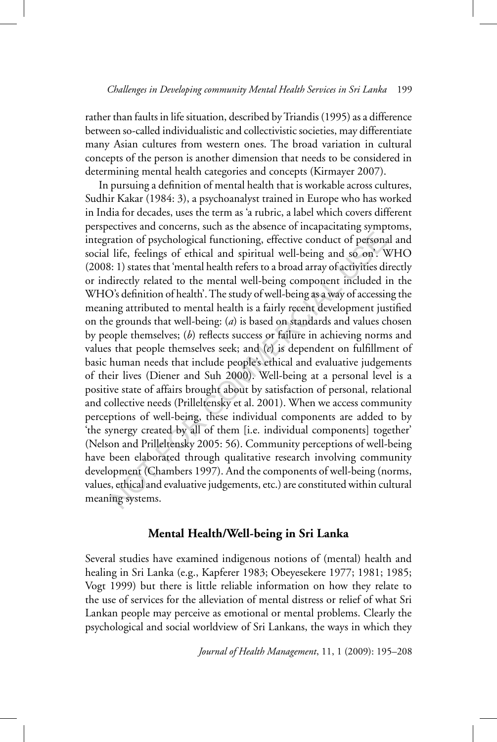rather than faults in life situation, described by Triandis (1995) as a difference between so-called individualistic and collectivistic societies, may differentiate many Asian cultures from western ones. The broad variation in cultural concepts of the person is another dimension that needs to be considered in determining mental health categories and concepts (Kirmayer 2007).

In pursuing a definition of mental health that is workable across cultures, Sudhir Kakar (1984: 3), a psychoanalyst trained in Europe who has worked in India for decades, uses the term as 'a rubric, a label which covers different perspectives and concerns, such as the absence of incapacitating symptoms, integration of psychological functioning, effective conduct of personal and social life, feelings of ethical and spiritual well-being and so on'. WHO (2008: 1) states that 'mental health refers to a broad array of activities directly or indirectly related to the mental well-being component included in the WHO's definition of health'. The study of well-being as a way of accessing the meaning attributed to mental health is a fairly recent development justified on the grounds that well-being: (*a*) is based on standards and values chosen by people themselves; (*b*) reflects success or failure in achieving norms and values that people themselves seek; and (*c*) is dependent on fulfillment of basic human needs that include people's ethical and evaluative judgements of their lives (Diener and Suh 2000). Well-being at a personal level is a positive state of affairs brought about by satisfaction of personal, relational and collective needs (Prilleltensky et al. 2001). When we access community perceptions of well-being, these individual components are added to by 'the synergy created by all of them [i.e. individual components] together' (Nelson and Prilleltensky 2005: 56). Community perceptions of well-being have been elaborated through qualitative research involving community development (Chambers 1997). And the components of well-being (norms, values, ethical and evaluative judgements, etc.) are constituted within cultural meaning systems.

## Mental Health/Well-being in Sri Lanka

Several studies have examined indigenous notions of (mental) health and healing in Sri Lanka (e.g., Kapferer 1983; Obeyesekere 1977; 1981; 1985; Vogt 1999) but there is little reliable information on how they relate to the use of services for the alleviation of mental distress or relief of what Sri Lankan people may perceive as emotional or mental problems. Clearly the psychological and social worldview of Sri Lankans, the ways in which they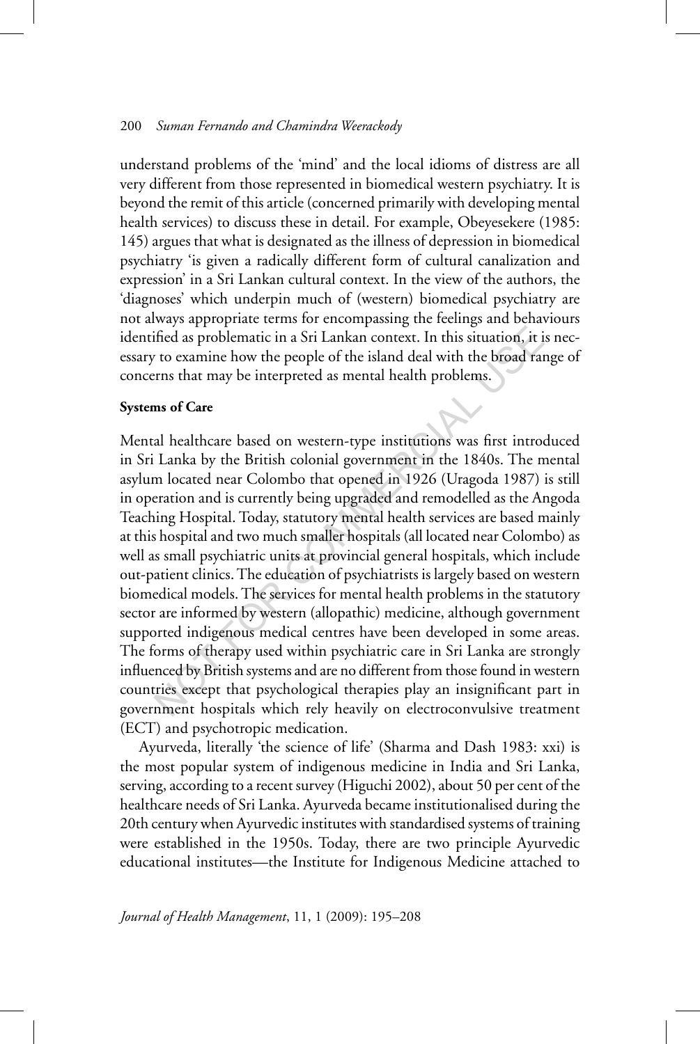understand problems of the 'mind' and the local idioms of distress are all very different from those represented in biomedical western psychiatry. It is beyond the remit of this article (concerned primarily with developing mental health services) to discuss these in detail. For example, Obeyesekere (1985: 145) argues that what is designated as the illness of depression in biomedical psychiatry 'is given a radically different form of cultural canalization and expression' in a Sri Lankan cultural context. In the view of the authors, the 'diagnoses' which underpin much of (western) biomedical psychiatry are not always appropriate terms for encompassing the feelings and behaviours identified as problematic in a Sri Lankan context. In this situation, it is necessary to examine how the people of the island deal with the broad range of concerns that may be interpreted as mental health problems.

**Systems of Care**

Mental healthcare based on western-type institutions was first introduced in Sri Lanka by the British colonial government in the 1840s. The mental asylum located near Colombo that opened in 1926 (Uragoda 1987) is still in operation and is currently being upgraded and remodelled as the Angoda Teaching Hospital. Today, statutory mental health services are based mainly at this hospital and two much smaller hospitals (all located near Colombo) as well as small psychiatric units at provincial general hospitals, which include out-patient clinics. The education of psychiatrists is largely based on western biomedical models. The services for mental health problems in the statutory sector are informed by western (allopathic) medicine, although government supported indigenous medical centres have been developed in some areas. The forms of therapy used within psychiatric care in Sri Lanka are strongly influenced by British systems and are no different from those found in western countries except that psychological therapies play an insignificant part in government hospitals which rely heavily on electroconvulsive treatment (ECT) and psychotropic medication.

Ayurveda, literally 'the science of life' (Sharma and Dash 1983: xxi) is the most popular system of indigenous medicine in India and Sri Lanka, serving, according to a recent survey (Higuchi 2002), about 50 per cent of the healthcare needs of Sri Lanka. Ayurveda became institutionalised during the 20th century when Ayurvedic institutes with standardised systems of training were established in the 1950s. Today, there are two principle Ayurvedic educational institutes—the Institute for Indigenous Medicine attached to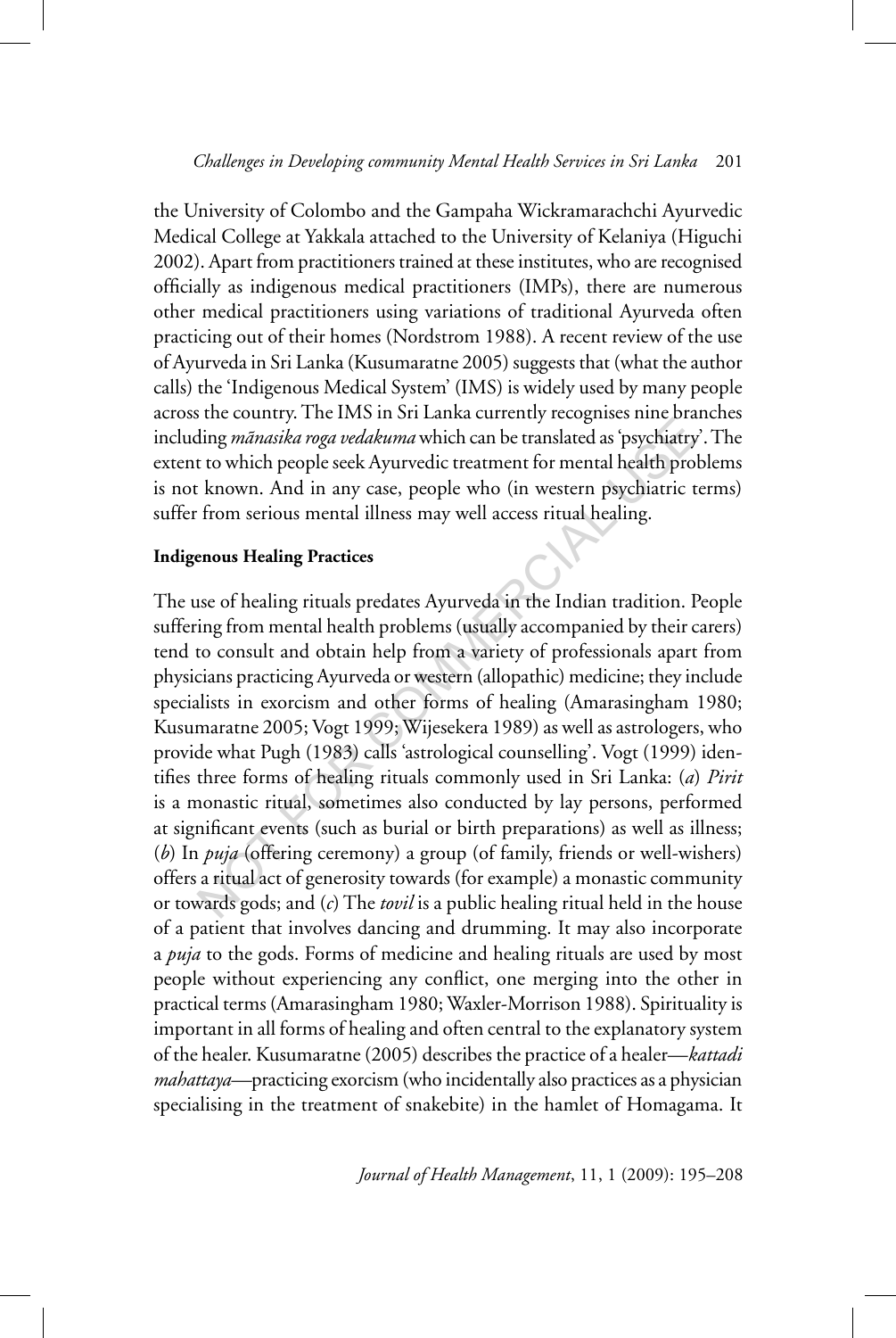the University of Colombo and the Gampaha Wickramarachchi Ayurvedic Medical College at Yakkala attached to the University of Kelaniya (Higuchi 2002). Apart from practitioners trained at these institutes, who are recognised officially as indigenous medical practitioners (IMPs), there are numerous other medical practitioners using variations of traditional Ayurveda often practicing out of their homes (Nordstrom 1988). A recent review of the use of Ayurveda in Sri Lanka (Kusumaratne 2005) suggests that (what the author calls) the 'Indigenous Medical System' (IMS) is widely used by many people across the country. The IMS in Sri Lanka currently recognises nine branches including *mānasika roga vedakuma* which can be translated as 'psychiatry'. The extent to which people seek Ayurvedic treatment for mental health problems is not known. And in any case, people who (in western psychiatric terms) suffer from serious mental illness may well access ritual healing.

**Indigenous Healing Practices**

The use of healing rituals predates Ayurveda in the Indian tradition. People suffering from mental health problems (usually accompanied by their carers) tend to consult and obtain help from a variety of professionals apart from physicians practicing Ayurveda or western (allopathic) medicine; they include specialists in exorcism and other forms of healing (Amarasingham 1980; Kusumaratne 2005; Vogt 1999; Wijesekera 1989) as well as astrologers, who provide what Pugh (1983) calls 'astrological counselling'. Vogt (1999) identifies three forms of healing rituals commonly used in Sri Lanka: (*a*) *Pirit* is a monastic ritual, sometimes also conducted by lay persons, performed at significant events (such as burial or birth preparations) as well as illness; (*b*) In *puja* (offering ceremony) a group (of family, friends or well-wishers) offers a ritual act of generosity towards (for example) a monastic community or towards gods; and (*c*) The *tovil* is a public healing ritual held in the house of a patient that involves dancing and drumming. It may also incorporate a *puja* to the gods. Forms of medicine and healing rituals are used by most people without experiencing any conflict, one merging into the other in practical terms (Amarasingham 1980; Waxler-Morrison 1988). Spirituality is important in all forms of healing and often central to the explanatory system of the healer. Kusumaratne (2005) describes the practice of a healer—*kattadi mahattaya*—practicing exorcism (who incidentally also practices as a physician specialising in the treatment of snakebite) in the hamlet of Homagama. It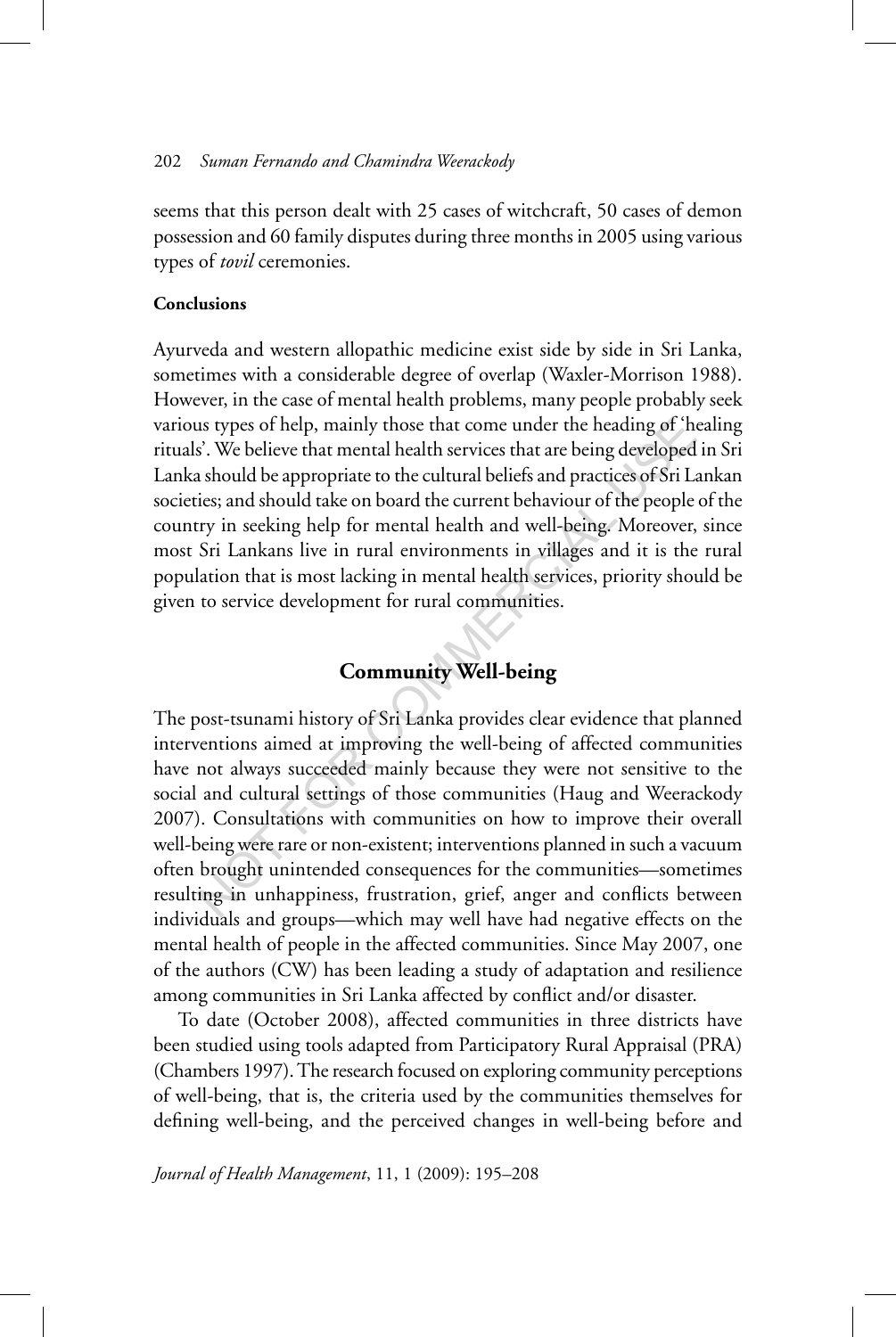seems that this person dealt with 25 cases of witchcraft, 50 cases of demon possession and 60 family disputes during three months in 2005 using various types of *tovil* ceremonies.

### Conclusions

Ayurveda and western allopathic medicine exist side by side in Sri Lanka, sometimes with a considerable degree of overlap (Waxler-Morrison 1988). However, in the case of mental health problems, many people probably seek various types of help, mainly those that come under the heading of 'healing rituals'. We believe that mental health services that are being developed in Sri Lanka should be appropriate to the cultural beliefs and practices of Sri Lankan societies; and should take on board the current behaviour of the people of the country in seeking help for mental health and well-being. Moreover, since most Sri Lankans live in rural environments in villages and it is the rural population that is most lacking in mental health services, priority should be given to service development for rural communities.

## Community Well-being

The post-tsunami history of Sri Lanka provides clear evidence that planned interventions aimed at improving the well-being of affected communities have not always succeeded mainly because they were not sensitive to the social and cultural settings of those communities (Haug and Weerackody 2007). Consultations with communities on how to improve their overall well-being were rare or non-existent; interventions planned in such a vacuum often brought unintended consequences for the communities—sometimes resulting in unhappiness, frustration, grief, anger and conflicts between individuals and groups—which may well have had negative effects on the mental health of people in the affected communities. Since May 2007, one of the authors (CW) has been leading a study of adaptation and resilience among communities in Sri Lanka affected by conflict and/or disaster.

To date (October 2008), affected communities in three districts have been studied using tools adapted from Participatory Rural Appraisal (PRA) (Chambers 1997). The research focused on exploring community perceptions of well-being, that is, the criteria used by the communities themselves for defining well-being, and the perceived changes in well-being before and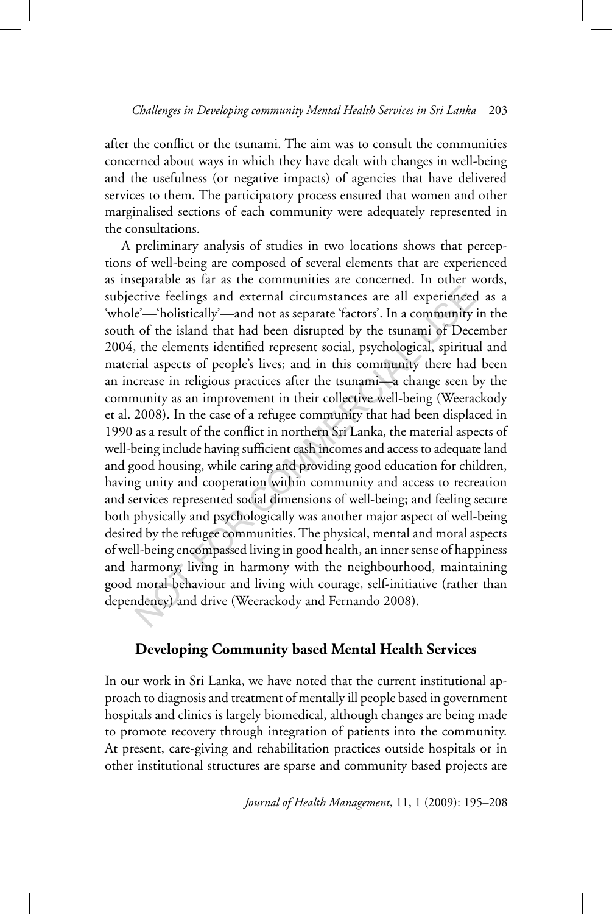after the conflict or the tsunami. The aim was to consult the communities concerned about ways in which they have dealt with changes in well-being and the usefulness (or negative impacts) of agencies that have delivered services to them. The participatory process ensured that women and other marginalised sections of each community were adequately represented in the consultations.

A preliminary analysis of studies in two locations shows that perceptions of well-being are composed of several elements that are experienced as inseparable as far as the communities are concerned. In other words, subjective feelings and external circumstances are all experienced as a 'whole'—'holistically'—and not as separate 'factors'. In a community in the south of the island that had been disrupted by the tsunami of December 2004, the elements identified represent social, psychological, spiritual and material aspects of people's lives; and in this community there had been an increase in religious practices after the tsunami—a change seen by the community as an improvement in their collective well-being (Weerackody et al. 2008). In the case of a refugee community that had been displaced in 1990 as a result of the conflict in northern Sri Lanka, the material aspects of well-being include having sufficient cash incomes and access to adequate land and good housing, while caring and providing good education for children, having unity and cooperation within community and access to recreation and services represented social dimensions of well-being; and feeling secure both physically and psychologically was another major aspect of well-being desired by the refugee communities. The physical, mental and moral aspects of well-being encompassed living in good health, an inner sense of happiness and harmony, living in harmony with the neighbourhood, maintaining good moral behaviour and living with courage, self-initiative (rather than dependency) and drive (Weerackody and Fernando 2008).

## Developing Community based Mental Health Services

In our work in Sri Lanka, we have noted that the current institutional approach to diagnosis and treatment of mentally ill people based in government hospitals and clinics is largely biomedical, although changes are being made to promote recovery through integration of patients into the community. At present, care-giving and rehabilitation practices outside hospitals or in other institutional structures are sparse and community based projects are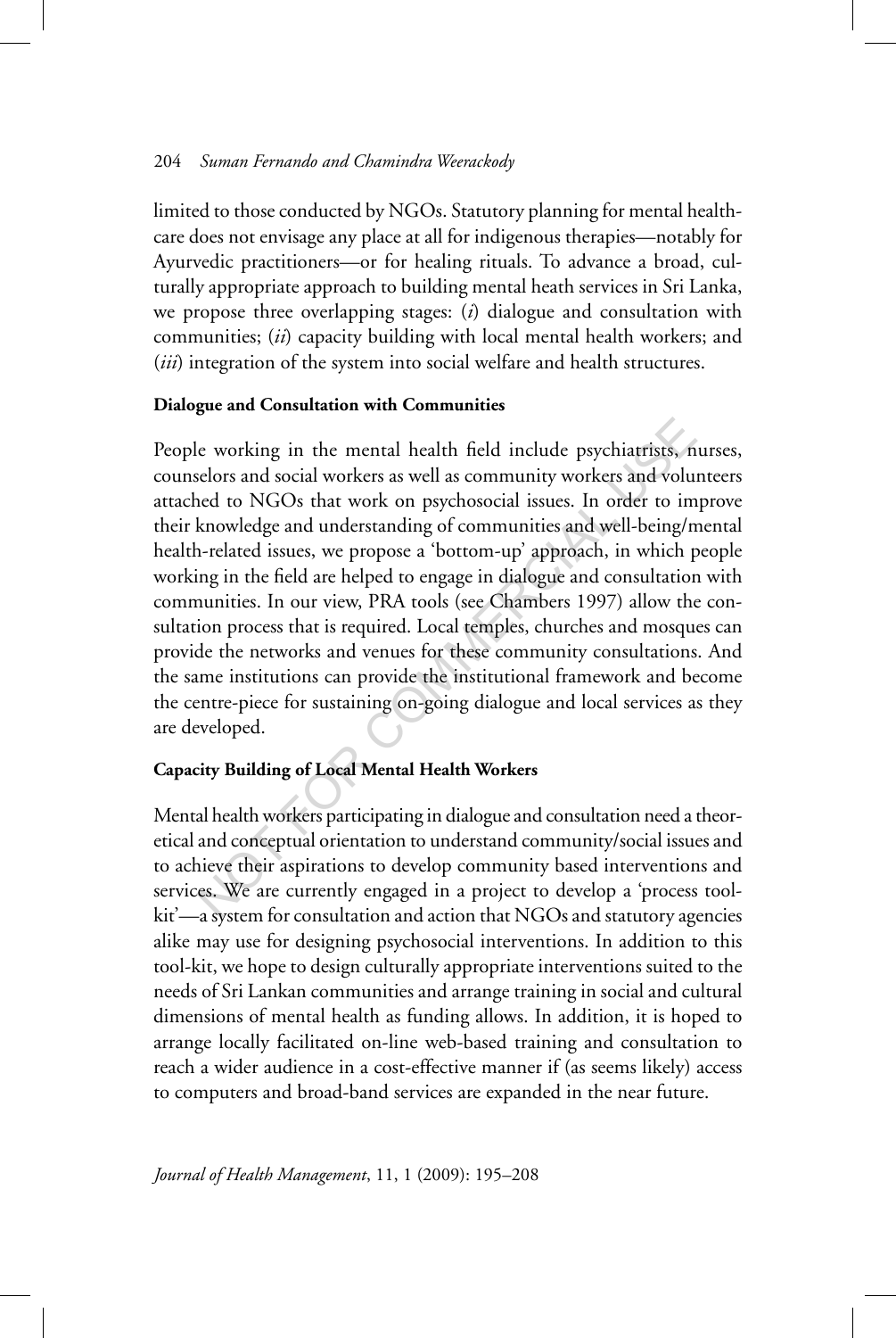limited to those conducted by NGOs. Statutory planning for mental healthcare does not envisage any place at all for indigenous therapies—notably for Ayurvedic practitioners—or for healing rituals. To advance a broad, culturally appropriate approach to building mental heath services in Sri Lanka, we propose three overlapping stages: (*i*) dialogue and consultation with communities; (*ii*) capacity building with local mental health workers; and (*iii*) integration of the system into social welfare and health structures.

**Dialogue and Consultation with Communities**

People working in the mental health field include psychiatrists, nurses, counselors and social workers as well as community workers and volunteers attached to NGOs that work on psychosocial issues. In order to improve their knowledge and understanding of communities and well-being/mental health-related issues, we propose a 'bottom-up' approach, in which people working in the field are helped to engage in dialogue and consultation with communities. In our view, PRA tools (see Chambers 1997) allow the consultation process that is required. Local temples, churches and mosques can provide the networks and venues for these community consultations. And the same institutions can provide the institutional framework and become the centre-piece for sustaining on-going dialogue and local services as they are developed.

**Capacity Building of Local Mental Health Workers**

Mental health workers participating in dialogue and consultation need a theoretical and conceptual orientation to understand community/social issues and to achieve their aspirations to develop community based interventions and services. We are currently engaged in a project to develop a 'process tool-kit'—a system for consultation and action that NGOs and statutory agencies alike may use for designing psychosocial interventions. In addition to this tool-kit, we hope to design culturally appropriate interventions suited to the needs of Sri Lankan communities and arrange training in social and cultural dimensions of mental health as funding allows. In addition, it is hoped to arrange locally facilitated on-line web-based training and consultation to reach a wider audience in a cost-effective manner if (as seems likely) access to computers and broad-band services are expanded in the near future.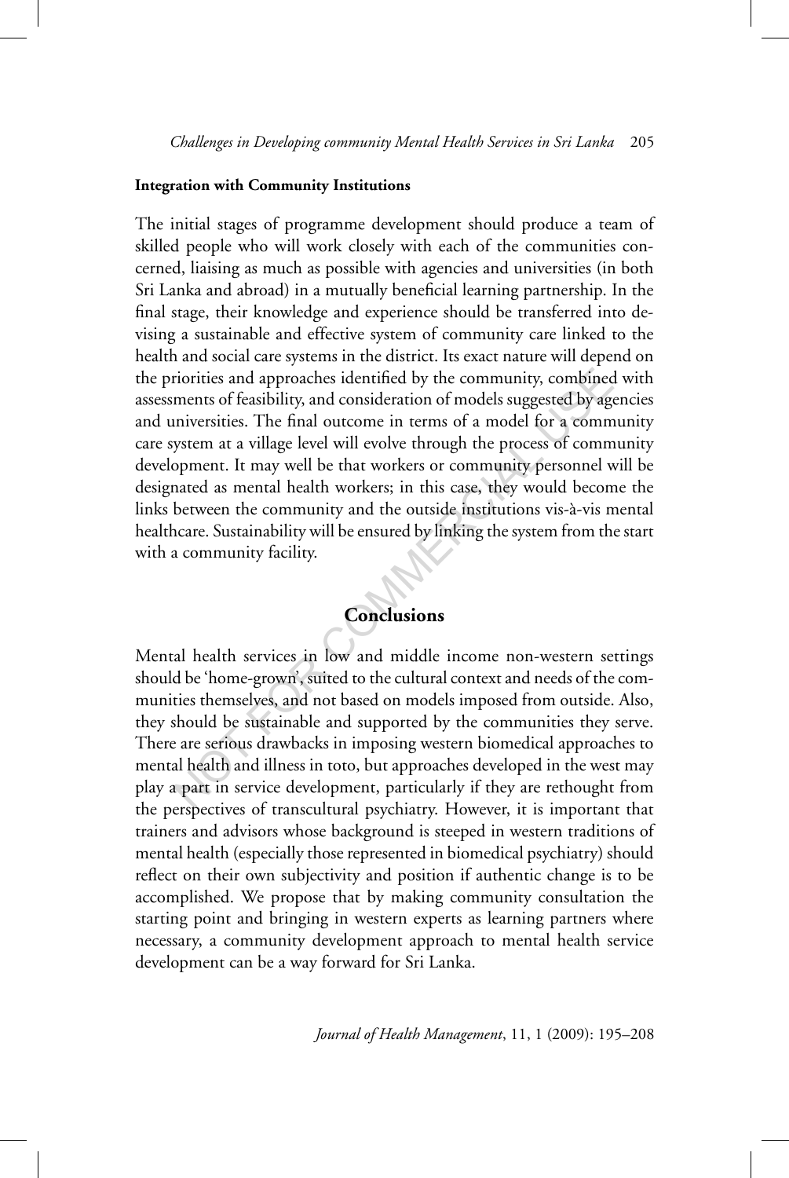**Integration with Community Institutions**

The initial stages of programme development should produce a team of skilled people who will work closely with each of the communities concerned, liaising as much as possible with agencies and universities (in both Sri Lanka and abroad) in a mutually beneficial learning partnership. In the final stage, their knowledge and experience should be transferred into devising a sustainable and effective system of community care linked to the health and social care systems in the district. Its exact nature will depend on the priorities and approaches identified by the community, combined with assessments of feasibility, and consideration of models suggested by agencies and universities. The final outcome in terms of a model for a community care system at a village level will evolve through the process of community development. It may well be that workers or community personnel will be designated as mental health workers; in this case, they would become the links between the community and the outside institutions vis-à-vis mental healthcare. Sustainability will be ensured by linking the system from the start with a community facility.

## Conclusions

Mental health services in low and middle income non-western settings should be 'home-grown', suited to the cultural context and needs of the communities themselves, and not based on models imposed from outside. Also, they should be sustainable and supported by the communities they serve. There are serious drawbacks in imposing western biomedical approaches to mental health and illness in toto, but approaches developed in the west may play a part in service development, particularly if they are rethought from the perspectives of transcultural psychiatry. However, it is important that trainers and advisors whose background is steeped in western traditions of mental health (especially those represented in biomedical psychiatry) should reflect on their own subjectivity and position if authentic change is to be accomplished. We propose that by making community consultation the starting point and bringing in western experts as learning partners where necessary, a community development approach to mental health service development can be a way forward for Sri Lanka.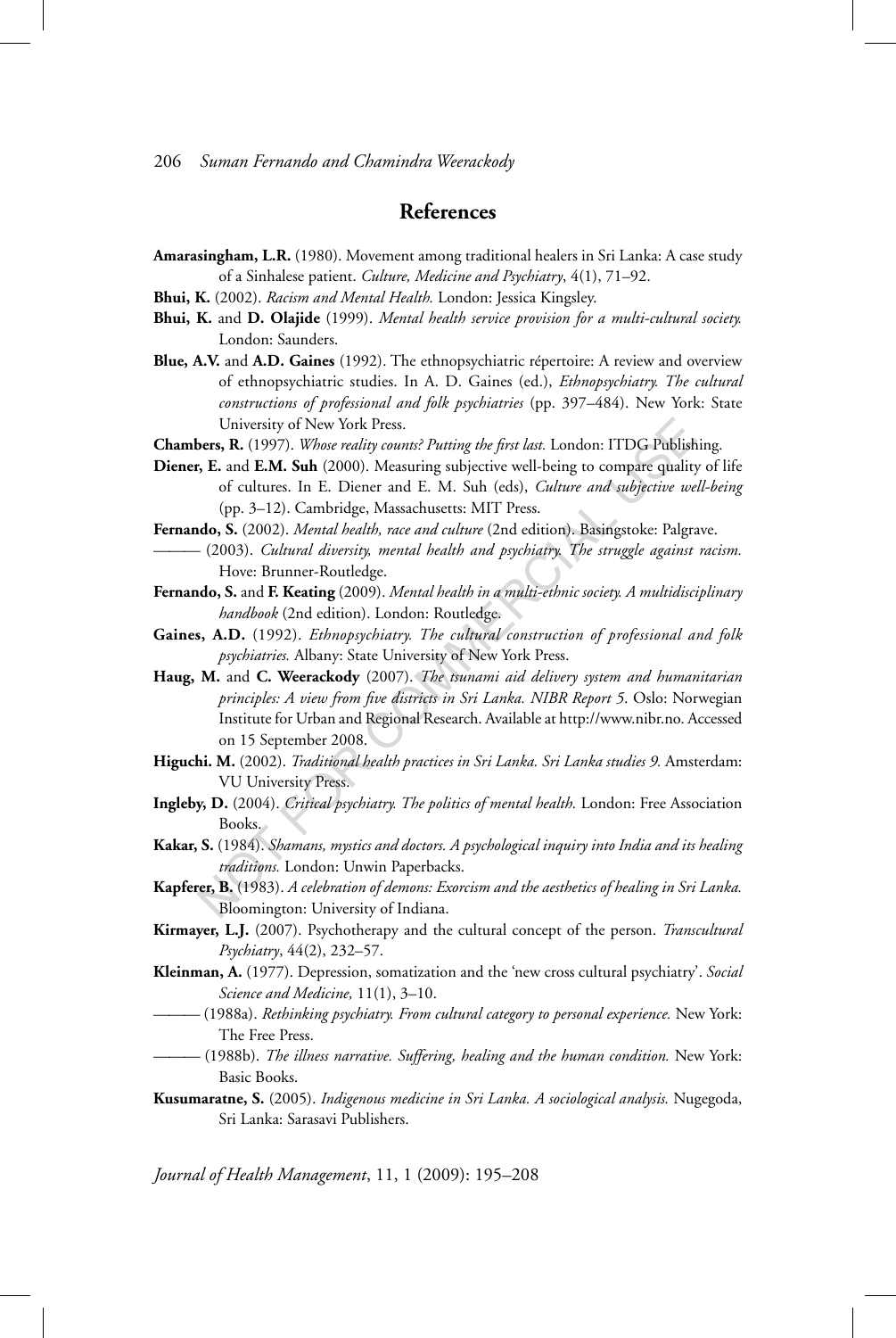## References

**Amarasingham, L.R.** (1980). Movement among traditional healers in Sri Lanka: A case study of a Sinhalese patient. *Culture, Medicine and Psychiatry*, 4(1), 71–92.

**Bhui, K.** (2002). *Racism and Mental Health.* London: Jessica Kingsley.

**Bhui, K.** and **D. Olajide** (1999). *Mental health service provision for a multi-cultural society.* London: Saunders.

**Blue, A.V.** and **A.D. Gaines** (1992). The ethnopsychiatric répertoire: A review and overview of ethnopsychiatric studies. In A. D. Gaines (ed.), *Ethnopsychiatry. The cultural constructions of professional and folk psychiatries* (pp. 397–484). New York: State University of New York Press.

**Chambers, R.** (1997). *Whose reality counts? Putting the first last.* London: ITDG Publishing.

**Diener, E.** and **E.M. Suh** (2000). Measuring subjective well-being to compare quality of life of cultures. In E. Diener and E. M. Suh (eds), *Culture and subjective well-being* (pp. 3–12). Cambridge, Massachusetts: MIT Press.

**Fernando, S.** (2002). *Mental health, race and culture* (2nd edition). Basingstoke: Palgrave.

——— (2003). *Cultural diversity, mental health and psychiatry. The struggle against racism.* Hove: Brunner-Routledge.

**Fernando, S.** and **F. Keating** (2009). *Mental health in a multi-ethnic society. A multidisciplinary handbook* (2nd edition). London: Routledge.

**Gaines, A.D.** (1992). *Ethnopsychiatry. The cultural construction of professional and folk psychiatries.* Albany: State University of New York Press.

**Haug, M.** and **C. Weerackody** (2007). *The tsunami aid delivery system and humanitarian principles: A view from five districts in Sri Lanka. NIBR Report 5.* Oslo: Norwegian Institute for Urban and Regional Research. Available at http://www.nibr.no. Accessed on 15 September 2008.

**Higuchi. M.** (2002). *Traditional health practices in Sri Lanka. Sri Lanka studies 9.* Amsterdam: VU University Press.

**Ingleby, D.** (2004). *Critical psychiatry. The politics of mental health.* London: Free Association Books.

**Kakar, S.** (1984). *Shamans, mystics and doctors. A psychological inquiry into India and its healing traditions.* London: Unwin Paperbacks.

**Kapferer, B.** (1983). *A celebration of demons: Exorcism and the aesthetics of healing in Sri Lanka.* Bloomington: University of Indiana.

**Kirmayer, L.J.** (2007). Psychotherapy and the cultural concept of the person. *Transcultural Psychiatry*, 44(2), 232–57.

**Kleinman, A.** (1977). Depression, somatization and the 'new cross cultural psychiatry'. *Social Science and Medicine,* 11(1), 3–10.

——— (1988a). *Rethinking psychiatry. From cultural category to personal experience.* New York: The Free Press.

——— (1988b). *The illness narrative. Suffering, healing and the human condition.* New York: Basic Books.

**Kusumaratne, S.** (2005). *Indigenous medicine in Sri Lanka. A sociological analysis.* Nugegoda, Sri Lanka: Sarasavi Publishers.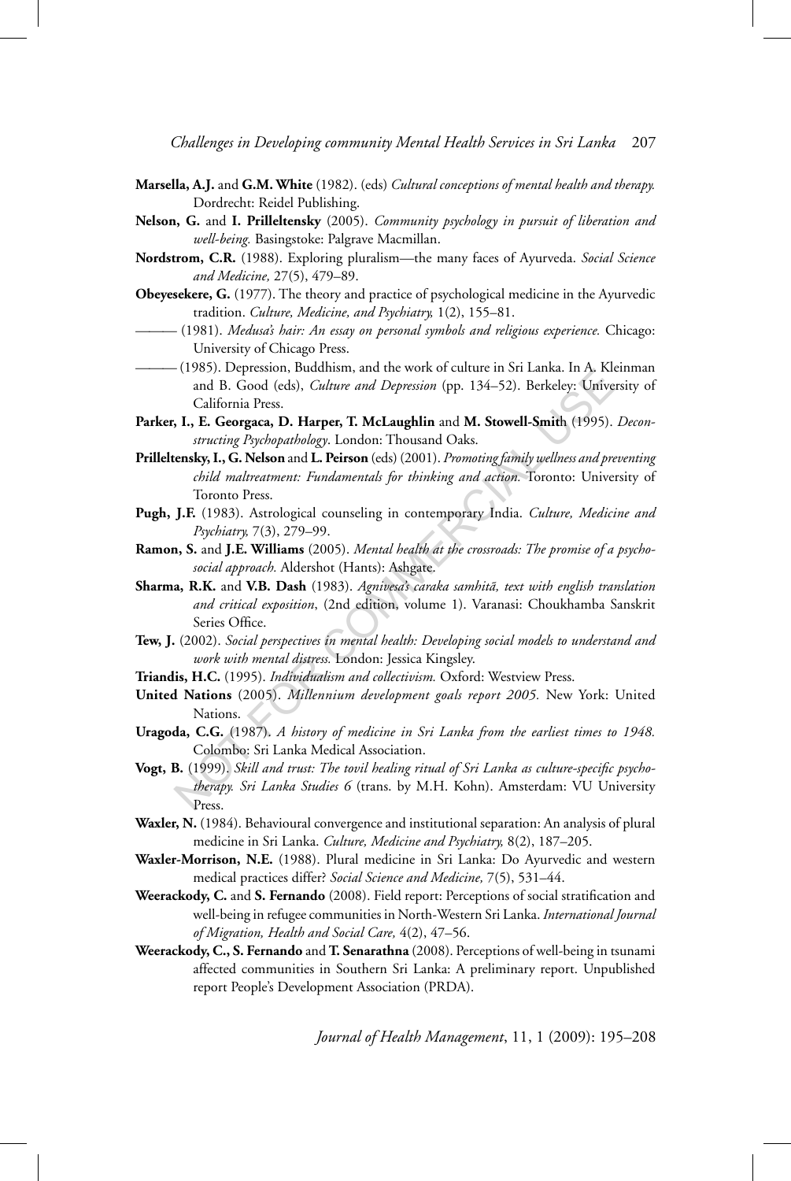**Marsella, A.J.** and **G.M. White** (1982). (eds) *Cultural conceptions of mental health and therapy.* Dordrecht: Reidel Publishing.

**Nelson, G.** and **I. Prilleltensky** (2005). *Community psychology in pursuit of liberation and well-being.* Basingstoke: Palgrave Macmillan.

**Nordstrom, C.R.** (1988). Exploring pluralism—the many faces of Ayurveda. *Social Science and Medicine,* 27(5), 479–89.

**Obeyesekere, G.** (1977). The theory and practice of psychological medicine in the Ayurvedic tradition. *Culture, Medicine, and Psychiatry,* 1(2), 155–81.

——— (1981). *Medusa's hair: An essay on personal symbols and religious experience.* Chicago: University of Chicago Press.

——— (1985). Depression, Buddhism, and the work of culture in Sri Lanka. In A. Kleinman and B. Good (eds), *Culture and Depression* (pp. 134–52). Berkeley: University of California Press.

**Parker, I., E. Georgaca, D. Harper, T. McLaughlin** and **M. Stowell-Smith** (1995). *Deconstructing Psychopathology*. London: Thousand Oaks.

**Prilleltensky, I., G. Nelson** and **L. Peirson** (eds) (2001). *Promoting family wellness and preventing child maltreatment: Fundamentals for thinking and action.* Toronto: University of Toronto Press.

**Pugh, J.F.** (1983). Astrological counseling in contemporary India. *Culture, Medicine and Psychiatry,* 7(3), 279–99.

**Ramon, S.** and **J.E. Williams** (2005). *Mental health at the crossroads: The promise of a psychosocial approach.* Aldershot (Hants): Ashgate.

**Sharma, R.K.** and **V.B. Dash** (1983). *Agnivesa's caraka samhitā, text with english translation and critical exposition*, (2nd edition, volume 1). Varanasi: Choukhamba Sanskrit Series Office.

**Tew, J.** (2002). *Social perspectives in mental health: Developing social models to understand and work with mental distress.* London: Jessica Kingsley.

**Triandis, H.C.** (1995). *Individualism and collectivism.* Oxford: Westview Press.

**United Nations** (2005). *Millennium development goals report 2005.* New York: United Nations.

**Uragoda, C.G.** (1987). *A history of medicine in Sri Lanka from the earliest times to 1948.* Colombo: Sri Lanka Medical Association.

**Vogt, B.** (1999). *Skill and trust: The tovil healing ritual of Sri Lanka as culture-specific psychotherapy. Sri Lanka Studies 6* (trans. by M.H. Kohn). Amsterdam: VU University Press.

**Waxler, N.** (1984). Behavioural convergence and institutional separation: An analysis of plural medicine in Sri Lanka. *Culture, Medicine and Psychiatry,* 8(2), 187–205.

**Waxler-Morrison, N.E.** (1988). Plural medicine in Sri Lanka: Do Ayurvedic and western medical practices differ? *Social Science and Medicine,* 7(5), 531–44.

**Weerackody, C.** and **S. Fernando** (2008). Field report: Perceptions of social stratification and well-being in refugee communities in North-Western Sri Lanka. *International Journal of Migration, Health and Social Care,* 4(2), 47–56.

**Weerackody, C., S. Fernando** and **T. Senarathna** (2008). Perceptions of well-being in tsunami affected communities in Southern Sri Lanka: A preliminary report. Unpublished report People's Development Association (PRDA).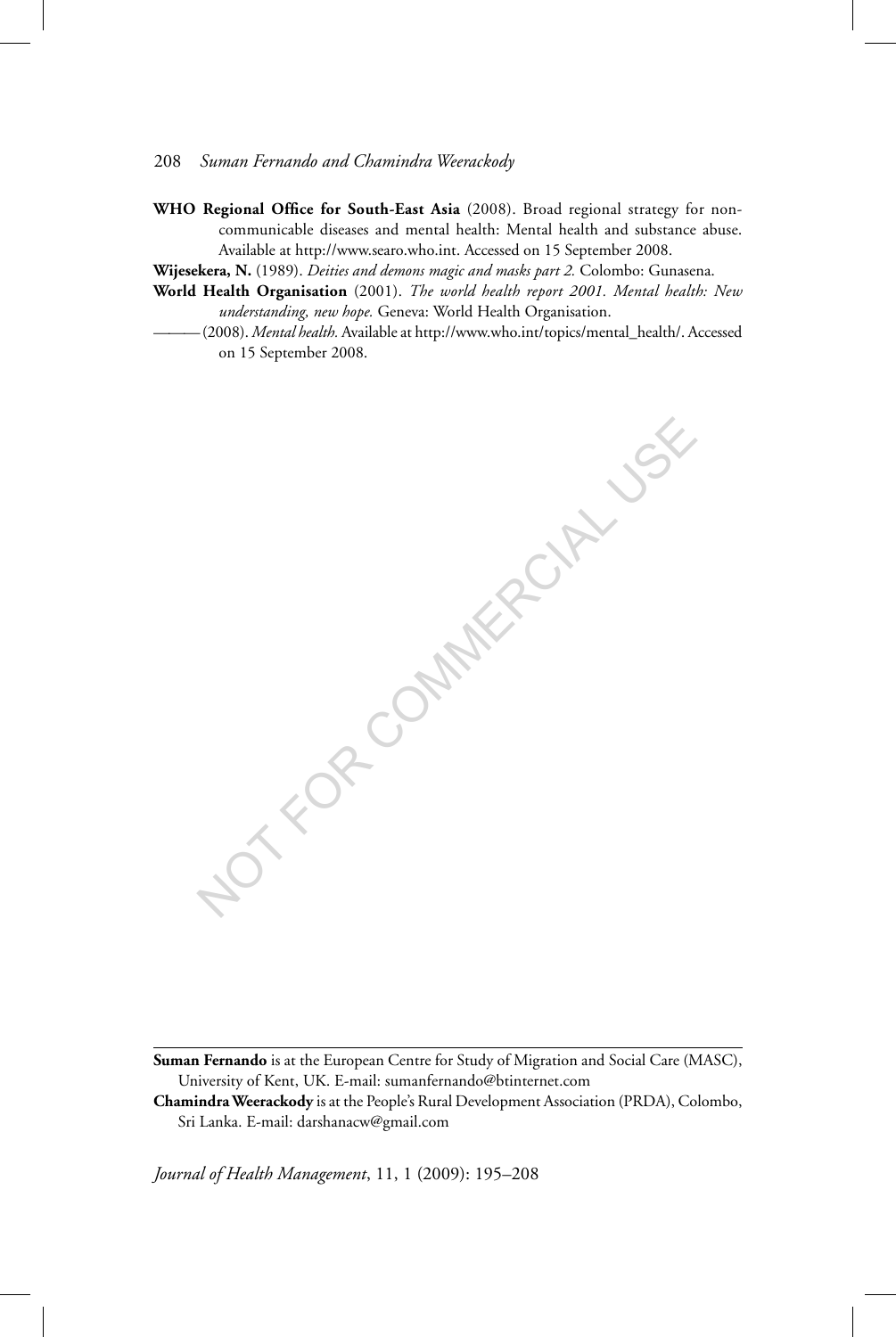**WHO Regional Office for South-East Asia** (2008). Broad regional strategy for non-communicable diseases and mental health: Mental health and substance abuse. Available at http://www.searo.who.int. Accessed on 15 September 2008.

**Wijesekera, N.** (1989). *Deities and demons magic and masks part 2.* Colombo: Gunasena.

**World Health Organisation** (2001). *The world health report 2001. Mental health: New understanding, new hope.* Geneva: World Health Organisation.

——— (2008). *Mental health.* Available at http://www.who.int/topics/mental_health/. Accessed on 15 September 2008.

---

**Suman Fernando** is at the European Centre for Study of Migration and Social Care (MASC), University of Kent, UK. E-mail: sumanfernando@btinternet.com

**Chamindra Weerackody** is at the People's Rural Development Association (PRDA), Colombo, Sri Lanka. E-mail: darshanacw@gmail.com